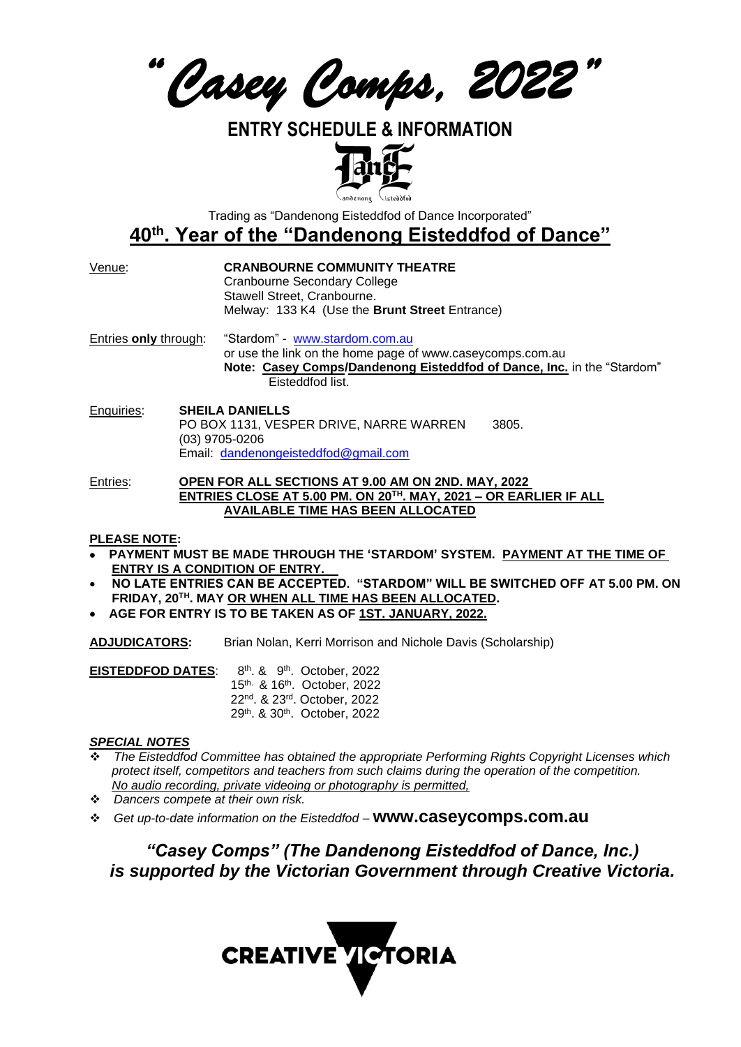# *"Casey Comps, 2022"*

## ENTRY SCHEDULE & INFORMATION

Trading as "Dandenong Eisteddfod of Dance Incorporated"

## 40th. Year of the "Dandenong Eisteddfod of Dance"

Venue: **CRANBOURNE COMMUNITY THEATRE**
Cranbourne Secondary College
Stawell Street, Cranbourne.
Melway: 133 K4 (Use the **Brunt Street** Entrance)

Entries **only** through: "Stardom" - www.stardom.com.au
or use the link on the home page of www.caseycomps.com.au
**Note: Casey Comps/Dandenong Eisteddfod of Dance, Inc.** in the "Stardom" Eisteddfod list.

Enquiries: **SHEILA DANIELLS**
PO BOX 1131, VESPER DRIVE, NARRE WARREN 3805.
(03) 9705-0206
Email: dandenongeisteddfod@gmail.com

Entries: **OPEN FOR ALL SECTIONS AT 9.00 AM ON 2ND. MAY, 2022**
**ENTRIES CLOSE AT 5.00 PM. ON 20TH. MAY, 2021 – OR EARLIER IF ALL AVAILABLE TIME HAS BEEN ALLOCATED**

**PLEASE NOTE:**

- **PAYMENT MUST BE MADE THROUGH THE 'STARDOM' SYSTEM. PAYMENT AT THE TIME OF ENTRY IS A CONDITION OF ENTRY.**
- **NO LATE ENTRIES CAN BE ACCEPTED. "STARDOM" WILL BE SWITCHED OFF AT 5.00 PM. ON FRIDAY, 20TH. MAY OR WHEN ALL TIME HAS BEEN ALLOCATED.**
- **AGE FOR ENTRY IS TO BE TAKEN AS OF 1ST. JANUARY, 2022.**

**ADJUDICATORS:** Brian Nolan, Kerri Morrison and Nichole Davis (Scholarship)

**EISTEDDFOD DATES**: 8th. & 9th. October, 2022
15th. & 16th. October, 2022
22nd. & 23rd. October, 2022
29th. & 30th. October, 2022

***SPECIAL NOTES***

- *The Eisteddfod Committee has obtained the appropriate Performing Rights Copyright Licenses which protect itself, competitors and teachers from such claims during the operation of the competition. No audio recording, private videoing or photography is permitted,*
- *Dancers compete at their own risk.*
- *Get up-to-date information on the Eisteddfod –* **www.caseycomps.com.au**

***"Casey Comps" (The Dandenong Eisteddfod of Dance, Inc.) is supported by the Victorian Government through Creative Victoria.***

CREATIVE VICTORIA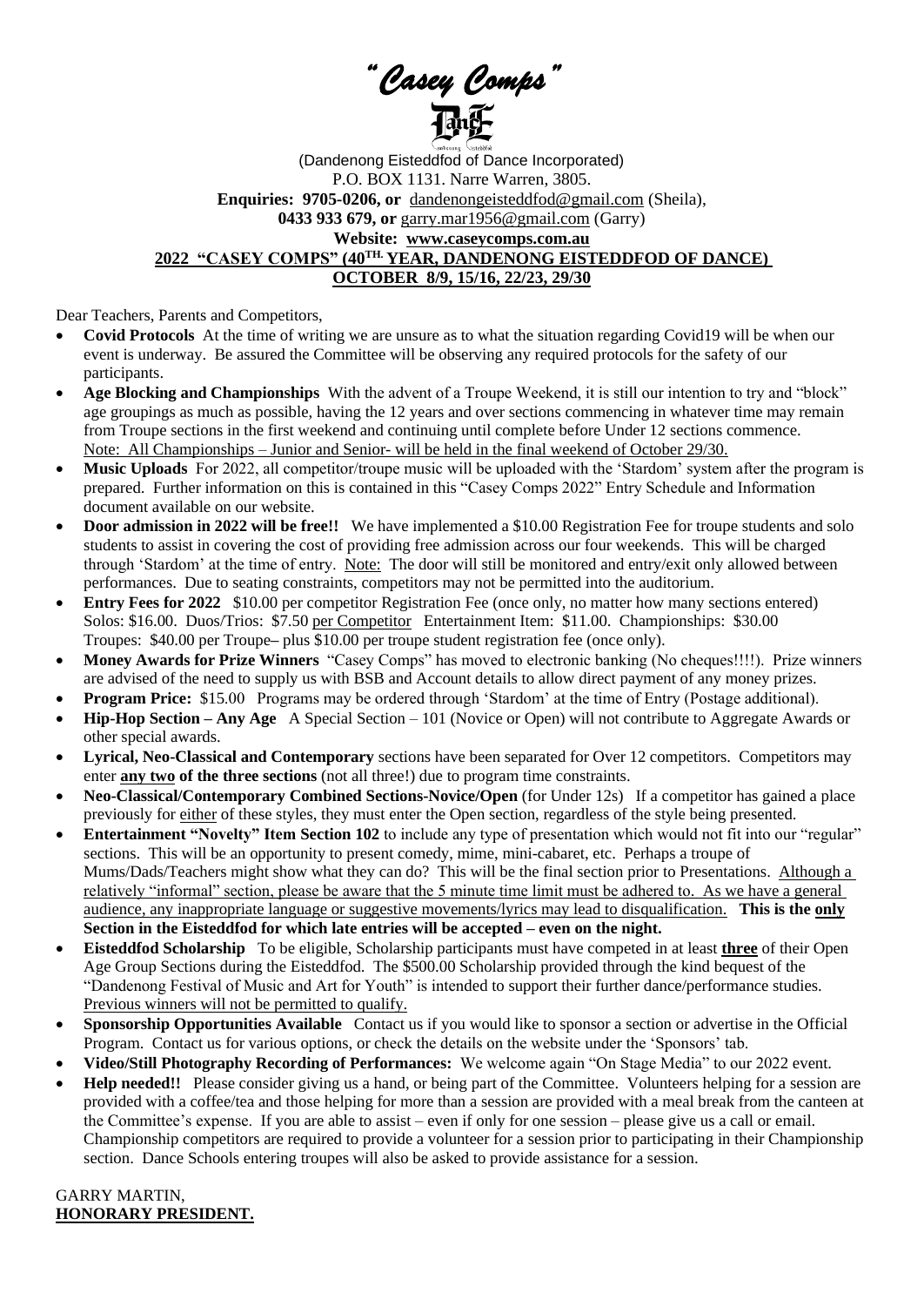# *"Casey Comps"*

(Dandenong Eisteddfod of Dance Incorporated)
P.O. BOX 1131. Narre Warren, 3805.
**Enquiries: 9705-0206, or** dandenongeisteddfod@gmail.com (Sheila),
**0433 933 679, or** garry.mar1956@gmail.com (Garry)
**Website: www.caseycomps.com.au**

**2022 "CASEY COMPS" (40TH. YEAR, DANDENONG EISTEDDFOD OF DANCE)**
**OCTOBER 8/9, 15/16, 22/23, 29/30**

Dear Teachers, Parents and Competitors,

- **Covid Protocols** At the time of writing we are unsure as to what the situation regarding Covid19 will be when our event is underway. Be assured the Committee will be observing any required protocols for the safety of our participants.
- **Age Blocking and Championships** With the advent of a Troupe Weekend, it is still our intention to try and "block" age groupings as much as possible, having the 12 years and over sections commencing in whatever time may remain from Troupe sections in the first weekend and continuing until complete before Under 12 sections commence. Note: All Championships – Junior and Senior- will be held in the final weekend of October 29/30.
- **Music Uploads** For 2022, all competitor/troupe music will be uploaded with the 'Stardom' system after the program is prepared. Further information on this is contained in this "Casey Comps 2022" Entry Schedule and Information document available on our website.
- **Door admission in 2022 will be free!!** We have implemented a $10.00 Registration Fee for troupe students and solo students to assist in covering the cost of providing free admission across our four weekends. This will be charged through 'Stardom' at the time of entry. Note: The door will still be monitored and entry/exit only allowed between performances. Due to seating constraints, competitors may not be permitted into the auditorium.
- **Entry Fees for 2022** $10.00 per competitor Registration Fee (once only, no matter how many sections entered) Solos: $16.00. Duos/Trios: $7.50 per Competitor Entertainment Item: $11.00. Championships: $30.00 Troupes: $40.00 per Troupe– plus $10.00 per troupe student registration fee (once only).
- **Money Awards for Prize Winners** "Casey Comps" has moved to electronic banking (No cheques!!!!). Prize winners are advised of the need to supply us with BSB and Account details to allow direct payment of any money prizes.
- **Program Price:** $15.00 Programs may be ordered through 'Stardom' at the time of Entry (Postage additional).
- **Hip-Hop Section – Any Age** A Special Section – 101 (Novice or Open) will not contribute to Aggregate Awards or other special awards.
- **Lyrical, Neo-Classical and Contemporary** sections have been separated for Over 12 competitors. Competitors may enter **any two of the three sections** (not all three!) due to program time constraints.
- **Neo-Classical/Contemporary Combined Sections-Novice/Open** (for Under 12s) If a competitor has gained a place previously for either of these styles, they must enter the Open section, regardless of the style being presented.
- **Entertainment "Novelty" Item Section 102** to include any type of presentation which would not fit into our "regular" sections. This will be an opportunity to present comedy, mime, mini-cabaret, etc. Perhaps a troupe of Mums/Dads/Teachers might show what they can do? This will be the final section prior to Presentations. Although a relatively "informal" section, please be aware that the 5 minute time limit must be adhered to. As we have a general audience, any inappropriate language or suggestive movements/lyrics may lead to disqualification. **This is the only Section in the Eisteddfod for which late entries will be accepted – even on the night.**
- **Eisteddfod Scholarship** To be eligible, Scholarship participants must have competed in at least **three** of their Open Age Group Sections during the Eisteddfod. The $500.00 Scholarship provided through the kind bequest of the "Dandenong Festival of Music and Art for Youth" is intended to support their further dance/performance studies. Previous winners will not be permitted to qualify.
- **Sponsorship Opportunities Available** Contact us if you would like to sponsor a section or advertise in the Official Program. Contact us for various options, or check the details on the website under the 'Sponsors' tab.
- **Video/Still Photography Recording of Performances:** We welcome again "On Stage Media" to our 2022 event.
- **Help needed!!** Please consider giving us a hand, or being part of the Committee. Volunteers helping for a session are provided with a coffee/tea and those helping for more than a session are provided with a meal break from the canteen at the Committee's expense. If you are able to assist – even if only for one session – please give us a call or email. Championship competitors are required to provide a volunteer for a session prior to participating in their Championship section. Dance Schools entering troupes will also be asked to provide assistance for a session.

GARRY MARTIN,
**HONORARY PRESIDENT.**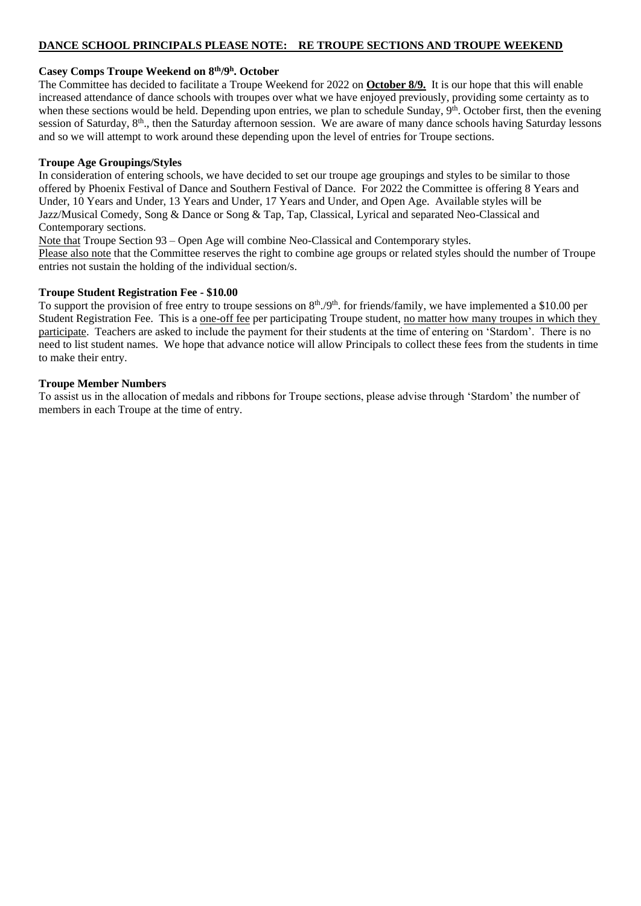**DANCE SCHOOL PRINCIPALS PLEASE NOTE: RE TROUPE SECTIONS AND TROUPE WEEKEND**

**Casey Comps Troupe Weekend on 8th/9h. October**

The Committee has decided to facilitate a Troupe Weekend for 2022 on **October 8/9.** It is our hope that this will enable increased attendance of dance schools with troupes over what we have enjoyed previously, providing some certainty as to when these sections would be held. Depending upon entries, we plan to schedule Sunday, 9th. October first, then the evening session of Saturday, 8th., then the Saturday afternoon session. We are aware of many dance schools having Saturday lessons and so we will attempt to work around these depending upon the level of entries for Troupe sections.

**Troupe Age Groupings/Styles**

In consideration of entering schools, we have decided to set our troupe age groupings and styles to be similar to those offered by Phoenix Festival of Dance and Southern Festival of Dance. For 2022 the Committee is offering 8 Years and Under, 10 Years and Under, 13 Years and Under, 17 Years and Under, and Open Age. Available styles will be Jazz/Musical Comedy, Song & Dance or Song & Tap, Tap, Classical, Lyrical and separated Neo-Classical and Contemporary sections.

Note that Troupe Section 93 – Open Age will combine Neo-Classical and Contemporary styles.

Please also note that the Committee reserves the right to combine age groups or related styles should the number of Troupe entries not sustain the holding of the individual section/s.

**Troupe Student Registration Fee - $10.00**

To support the provision of free entry to troupe sessions on 8th./9th. for friends/family, we have implemented a $10.00 per Student Registration Fee. This is a one-off fee per participating Troupe student, no matter how many troupes in which they participate. Teachers are asked to include the payment for their students at the time of entering on 'Stardom'. There is no need to list student names. We hope that advance notice will allow Principals to collect these fees from the students in time to make their entry.

**Troupe Member Numbers**

To assist us in the allocation of medals and ribbons for Troupe sections, please advise through 'Stardom' the number of members in each Troupe at the time of entry.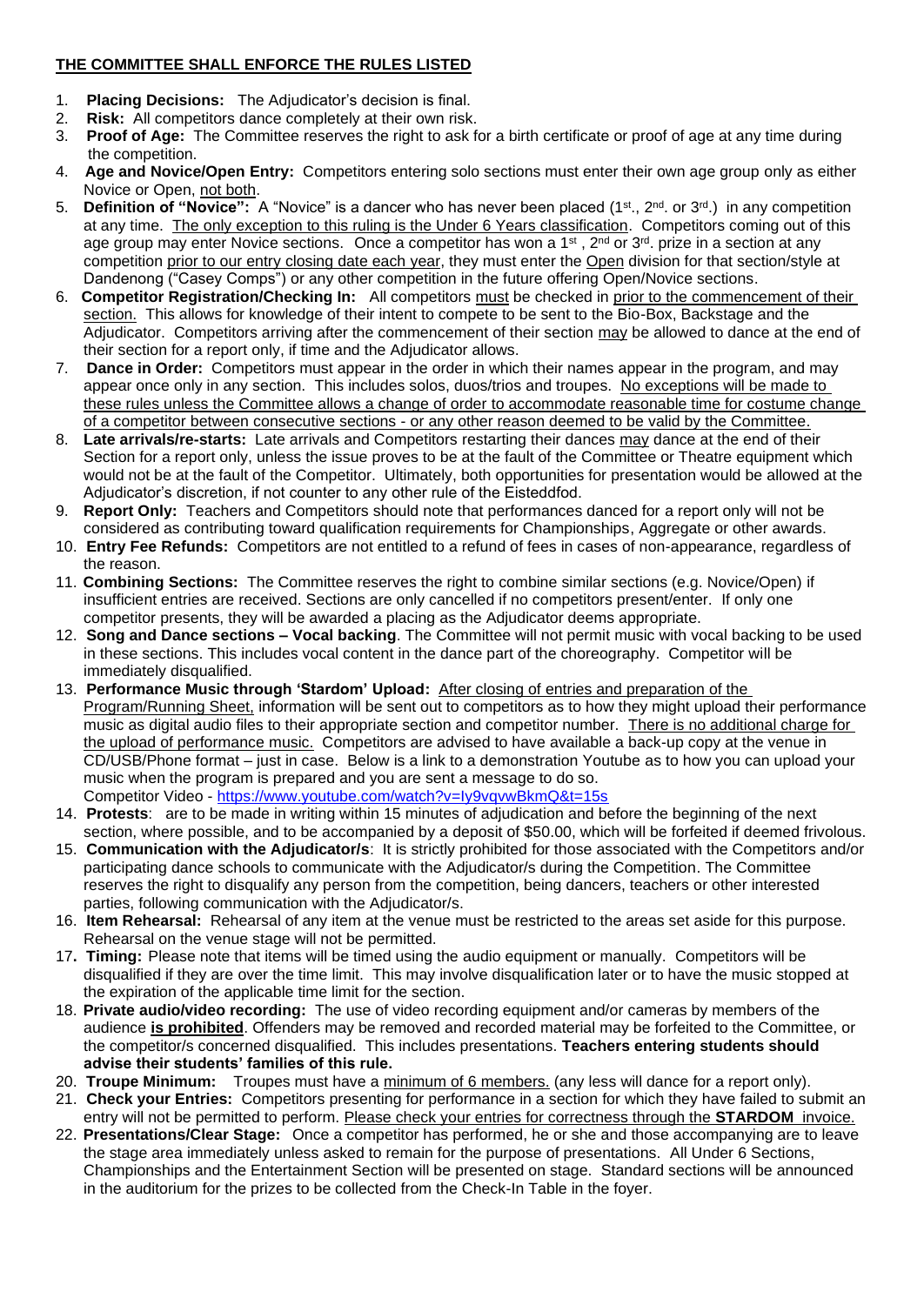**THE COMMITTEE SHALL ENFORCE THE RULES LISTED**

1. **Placing Decisions:** The Adjudicator's decision is final.
2. **Risk:** All competitors dance completely at their own risk.
3. **Proof of Age:** The Committee reserves the right to ask for a birth certificate or proof of age at any time during the competition.
4. **Age and Novice/Open Entry:** Competitors entering solo sections must enter their own age group only as either Novice or Open, not both.
5. **Definition of "Novice":** A "Novice" is a dancer who has never been placed (1st., 2nd. or 3rd.) in any competition at any time. The only exception to this ruling is the Under 6 Years classification. Competitors coming out of this age group may enter Novice sections. Once a competitor has won a 1st, 2nd or 3rd. prize in a section at any competition prior to our entry closing date each year, they must enter the Open division for that section/style at Dandenong ("Casey Comps") or any other competition in the future offering Open/Novice sections.
6. **Competitor Registration/Checking In:** All competitors must be checked in prior to the commencement of their section. This allows for knowledge of their intent to compete to be sent to the Bio-Box, Backstage and the Adjudicator. Competitors arriving after the commencement of their section may be allowed to dance at the end of their section for a report only, if time and the Adjudicator allows.
7. **Dance in Order:** Competitors must appear in the order in which their names appear in the program, and may appear once only in any section. This includes solos, duos/trios and troupes. No exceptions will be made to these rules unless the Committee allows a change of order to accommodate reasonable time for costume change of a competitor between consecutive sections - or any other reason deemed to be valid by the Committee.
8. **Late arrivals/re-starts:** Late arrivals and Competitors restarting their dances may dance at the end of their Section for a report only, unless the issue proves to be at the fault of the Committee or Theatre equipment which would not be at the fault of the Competitor. Ultimately, both opportunities for presentation would be allowed at the Adjudicator's discretion, if not counter to any other rule of the Eisteddfod.
9. **Report Only:** Teachers and Competitors should note that performances danced for a report only will not be considered as contributing toward qualification requirements for Championships, Aggregate or other awards.
10. **Entry Fee Refunds:** Competitors are not entitled to a refund of fees in cases of non-appearance, regardless of the reason.
11. **Combining Sections:** The Committee reserves the right to combine similar sections (e.g. Novice/Open) if insufficient entries are received. Sections are only cancelled if no competitors present/enter. If only one competitor presents, they will be awarded a placing as the Adjudicator deems appropriate.
12. **Song and Dance sections – Vocal backing**. The Committee will not permit music with vocal backing to be used in these sections. This includes vocal content in the dance part of the choreography. Competitor will be immediately disqualified.
13. **Performance Music through 'Stardom' Upload:** After closing of entries and preparation of the Program/Running Sheet, information will be sent out to competitors as to how they might upload their performance music as digital audio files to their appropriate section and competitor number. There is no additional charge for the upload of performance music. Competitors are advised to have available a back-up copy at the venue in CD/USB/Phone format – just in case. Below is a link to a demonstration Youtube as to how you can upload your music when the program is prepared and you are sent a message to do so.
    Competitor Video - https://www.youtube.com/watch?v=Iy9vqvwBkmQ&t=15s
14. **Protests**: are to be made in writing within 15 minutes of adjudication and before the beginning of the next section, where possible, and to be accompanied by a deposit of $50.00, which will be forfeited if deemed frivolous.
15. **Communication with the Adjudicator/s**: It is strictly prohibited for those associated with the Competitors and/or participating dance schools to communicate with the Adjudicator/s during the Competition. The Committee reserves the right to disqualify any person from the competition, being dancers, teachers or other interested parties, following communication with the Adjudicator/s.
16. **Item Rehearsal:** Rehearsal of any item at the venue must be restricted to the areas set aside for this purpose. Rehearsal on the venue stage will not be permitted.
17. **Timing:** Please note that items will be timed using the audio equipment or manually. Competitors will be disqualified if they are over the time limit. This may involve disqualification later or to have the music stopped at the expiration of the applicable time limit for the section.
18. **Private audio/video recording:** The use of video recording equipment and/or cameras by members of the audience **is prohibited**. Offenders may be removed and recorded material may be forfeited to the Committee, or the competitor/s concerned disqualified. This includes presentations. **Teachers entering students should advise their students' families of this rule.**
20. **Troupe Minimum:** Troupes must have a minimum of 6 members. (any less will dance for a report only).
21. **Check your Entries:** Competitors presenting for performance in a section for which they have failed to submit an entry will not be permitted to perform. Please check your entries for correctness through the **STARDOM** invoice.
22. **Presentations/Clear Stage:** Once a competitor has performed, he or she and those accompanying are to leave the stage area immediately unless asked to remain for the purpose of presentations. All Under 6 Sections, Championships and the Entertainment Section will be presented on stage. Standard sections will be announced in the auditorium for the prizes to be collected from the Check-In Table in the foyer.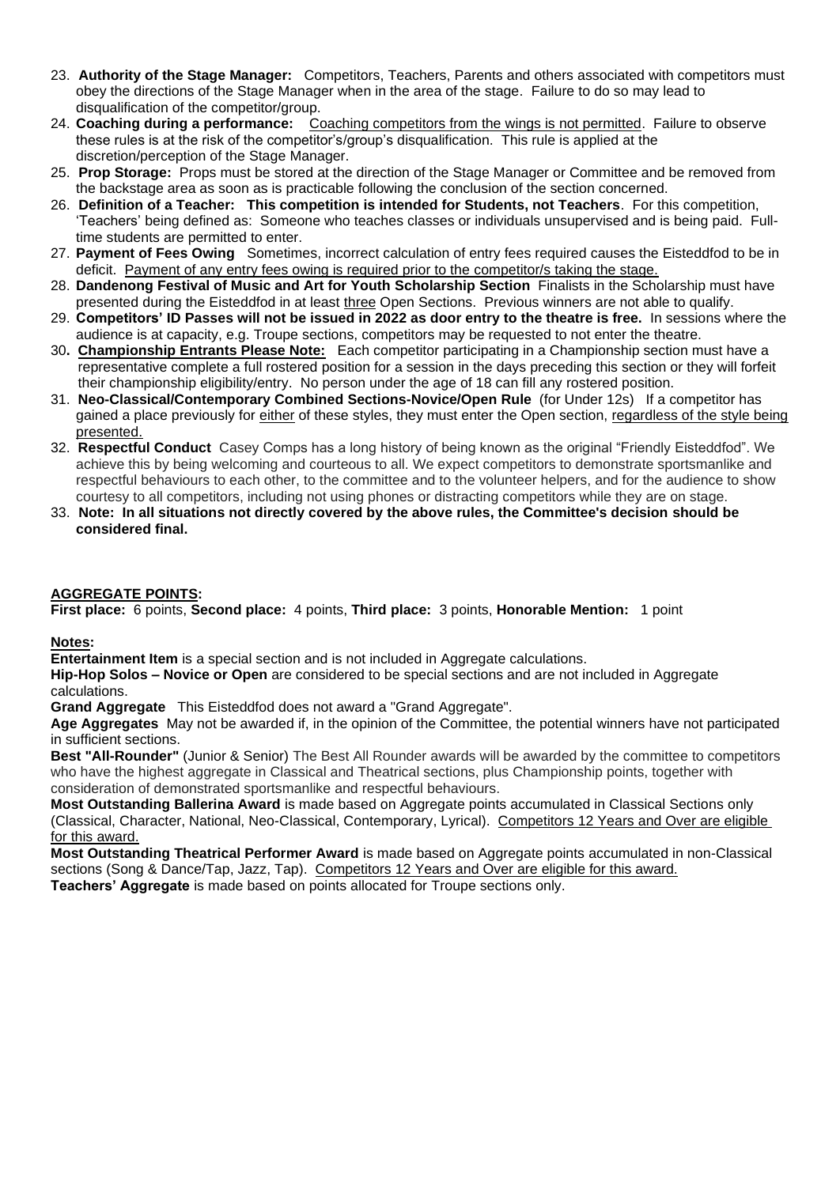23. **Authority of the Stage Manager:** Competitors, Teachers, Parents and others associated with competitors must obey the directions of the Stage Manager when in the area of the stage. Failure to do so may lead to disqualification of the competitor/group.
24. **Coaching during a performance:** Coaching competitors from the wings is not permitted. Failure to observe these rules is at the risk of the competitor's/group's disqualification. This rule is applied at the discretion/perception of the Stage Manager.
25. **Prop Storage:** Props must be stored at the direction of the Stage Manager or Committee and be removed from the backstage area as soon as is practicable following the conclusion of the section concerned.
26. **Definition of a Teacher: This competition is intended for Students, not Teachers**. For this competition, 'Teachers' being defined as: Someone who teaches classes or individuals unsupervised and is being paid. Full-time students are permitted to enter.
27. **Payment of Fees Owing** Sometimes, incorrect calculation of entry fees required causes the Eisteddfod to be in deficit. Payment of any entry fees owing is required prior to the competitor/s taking the stage.
28. **Dandenong Festival of Music and Art for Youth Scholarship Section** Finalists in the Scholarship must have presented during the Eisteddfod in at least three Open Sections. Previous winners are not able to qualify.
29. **Competitors' ID Passes will not be issued in 2022 as door entry to the theatre is free.** In sessions where the audience is at capacity, e.g. Troupe sections, competitors may be requested to not enter the theatre.
30. **Championship Entrants Please Note:** Each competitor participating in a Championship section must have a representative complete a full rostered position for a session in the days preceding this section or they will forfeit their championship eligibility/entry. No person under the age of 18 can fill any rostered position.
31. **Neo-Classical/Contemporary Combined Sections-Novice/Open Rule** (for Under 12s) If a competitor has gained a place previously for either of these styles, they must enter the Open section, regardless of the style being presented.
32. **Respectful Conduct** Casey Comps has a long history of being known as the original "Friendly Eisteddfod". We achieve this by being welcoming and courteous to all. We expect competitors to demonstrate sportsmanlike and respectful behaviours to each other, to the committee and to the volunteer helpers, and for the audience to show courtesy to all competitors, including not using phones or distracting competitors while they are on stage.
33. **Note: In all situations not directly covered by the above rules, the Committee's decision should be considered final.**

## AGGREGATE POINTS:

**First place:** 6 points, **Second place:** 4 points, **Third place:** 3 points, **Honorable Mention:** 1 point

**Notes:**

**Entertainment Item** is a special section and is not included in Aggregate calculations.

**Hip-Hop Solos – Novice or Open** are considered to be special sections and are not included in Aggregate calculations.

**Grand Aggregate** This Eisteddfod does not award a "Grand Aggregate".

**Age Aggregates** May not be awarded if, in the opinion of the Committee, the potential winners have not participated in sufficient sections.

**Best "All-Rounder"** (Junior & Senior) The Best All Rounder awards will be awarded by the committee to competitors who have the highest aggregate in Classical and Theatrical sections, plus Championship points, together with consideration of demonstrated sportsmanlike and respectful behaviours.

**Most Outstanding Ballerina Award** is made based on Aggregate points accumulated in Classical Sections only (Classical, Character, National, Neo-Classical, Contemporary, Lyrical). Competitors 12 Years and Over are eligible for this award.

**Most Outstanding Theatrical Performer Award** is made based on Aggregate points accumulated in non-Classical sections (Song & Dance/Tap, Jazz, Tap). Competitors 12 Years and Over are eligible for this award.

**Teachers' Aggregate** is made based on points allocated for Troupe sections only.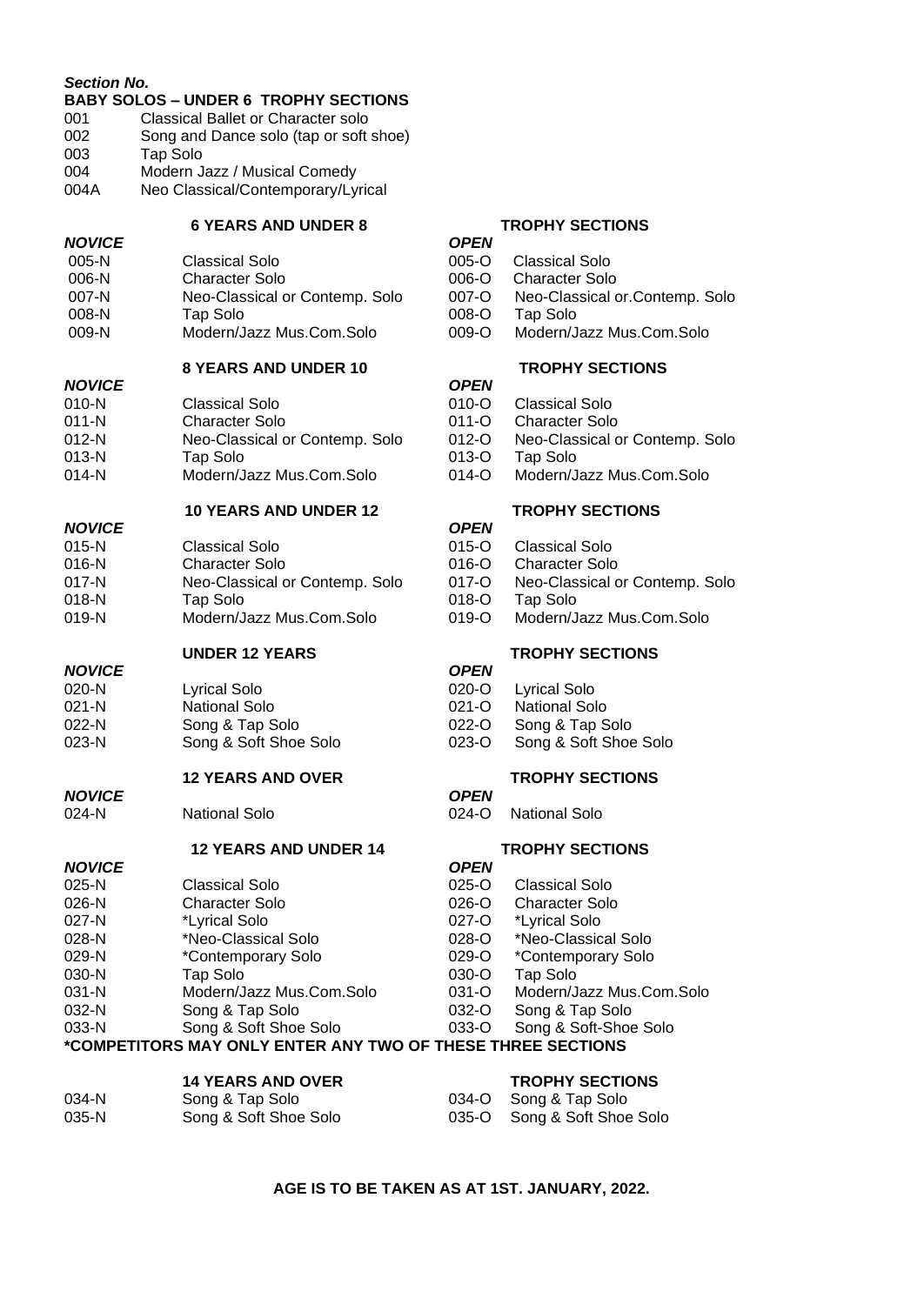***Section No.***

**BABY SOLOS – UNDER 6 TROPHY SECTIONS**

| | |
|---|---|
| 001 | Classical Ballet or Character solo |
| 002 | Song and Dance solo (tap or soft shoe) |
| 003 | Tap Solo |
| 004 | Modern Jazz / Musical Comedy |
| 004A | Neo Classical/Contemporary/Lyrical |

**6 YEARS AND UNDER 8 — TROPHY SECTIONS**

| ***NOVICE*** | | ***OPEN*** | |
|---|---|---|---|
| 005-N | Classical Solo | 005-O | Classical Solo |
| 006-N | Character Solo | 006-O | Character Solo |
| 007-N | Neo-Classical or Contemp. Solo | 007-O | Neo-Classical or.Contemp. Solo |
| 008-N | Tap Solo | 008-O | Tap Solo |
| 009-N | Modern/Jazz Mus.Com.Solo | 009-O | Modern/Jazz Mus.Com.Solo |

**8 YEARS AND UNDER 10 — TROPHY SECTIONS**

| ***NOVICE*** | | ***OPEN*** | |
|---|---|---|---|
| 010-N | Classical Solo | 010-O | Classical Solo |
| 011-N | Character Solo | 011-O | Character Solo |
| 012-N | Neo-Classical or Contemp. Solo | 012-O | Neo-Classical or Contemp. Solo |
| 013-N | Tap Solo | 013-O | Tap Solo |
| 014-N | Modern/Jazz Mus.Com.Solo | 014-O | Modern/Jazz Mus.Com.Solo |

**10 YEARS AND UNDER 12 — TROPHY SECTIONS**

| ***NOVICE*** | | ***OPEN*** | |
|---|---|---|---|
| 015-N | Classical Solo | 015-O | Classical Solo |
| 016-N | Character Solo | 016-O | Character Solo |
| 017-N | Neo-Classical or Contemp. Solo | 017-O | Neo-Classical or Contemp. Solo |
| 018-N | Tap Solo | 018-O | Tap Solo |
| 019-N | Modern/Jazz Mus.Com.Solo | 019-O | Modern/Jazz Mus.Com.Solo |

**UNDER 12 YEARS — TROPHY SECTIONS**

| ***NOVICE*** | | ***OPEN*** | |
|---|---|---|---|
| 020-N | Lyrical Solo | 020-O | Lyrical Solo |
| 021-N | National Solo | 021-O | National Solo |
| 022-N | Song & Tap Solo | 022-O | Song & Tap Solo |
| 023-N | Song & Soft Shoe Solo | 023-O | Song & Soft Shoe Solo |

**12 YEARS AND OVER — TROPHY SECTIONS**

| ***NOVICE*** | | ***OPEN*** | |
|---|---|---|---|
| 024-N | National Solo | 024-O | National Solo |

**12 YEARS AND UNDER 14 — TROPHY SECTIONS**

| ***NOVICE*** | | ***OPEN*** | |
|---|---|---|---|
| 025-N | Classical Solo | 025-O | Classical Solo |
| 026-N | Character Solo | 026-O | Character Solo |
| 027-N | *Lyrical Solo | 027-O | *Lyrical Solo |
| 028-N | *Neo-Classical Solo | 028-O | *Neo-Classical Solo |
| 029-N | *Contemporary Solo | 029-O | *Contemporary Solo |
| 030-N | Tap Solo | 030-O | Tap Solo |
| 031-N | Modern/Jazz Mus.Com.Solo | 031-O | Modern/Jazz Mus.Com.Solo |
| 032-N | Song & Tap Solo | 032-O | Song & Tap Solo |
| 033-N | Song & Soft Shoe Solo | 033-O | Song & Soft-Shoe Solo |

**\*COMPETITORS MAY ONLY ENTER ANY TWO OF THESE THREE SECTIONS**

**14 YEARS AND OVER — TROPHY SECTIONS**

| | | | |
|---|---|---|---|
| 034-N | Song & Tap Solo | 034-O | Song & Tap Solo |
| 035-N | Song & Soft Shoe Solo | 035-O | Song & Soft Shoe Solo |

**AGE IS TO BE TAKEN AS AT 1ST. JANUARY, 2022.**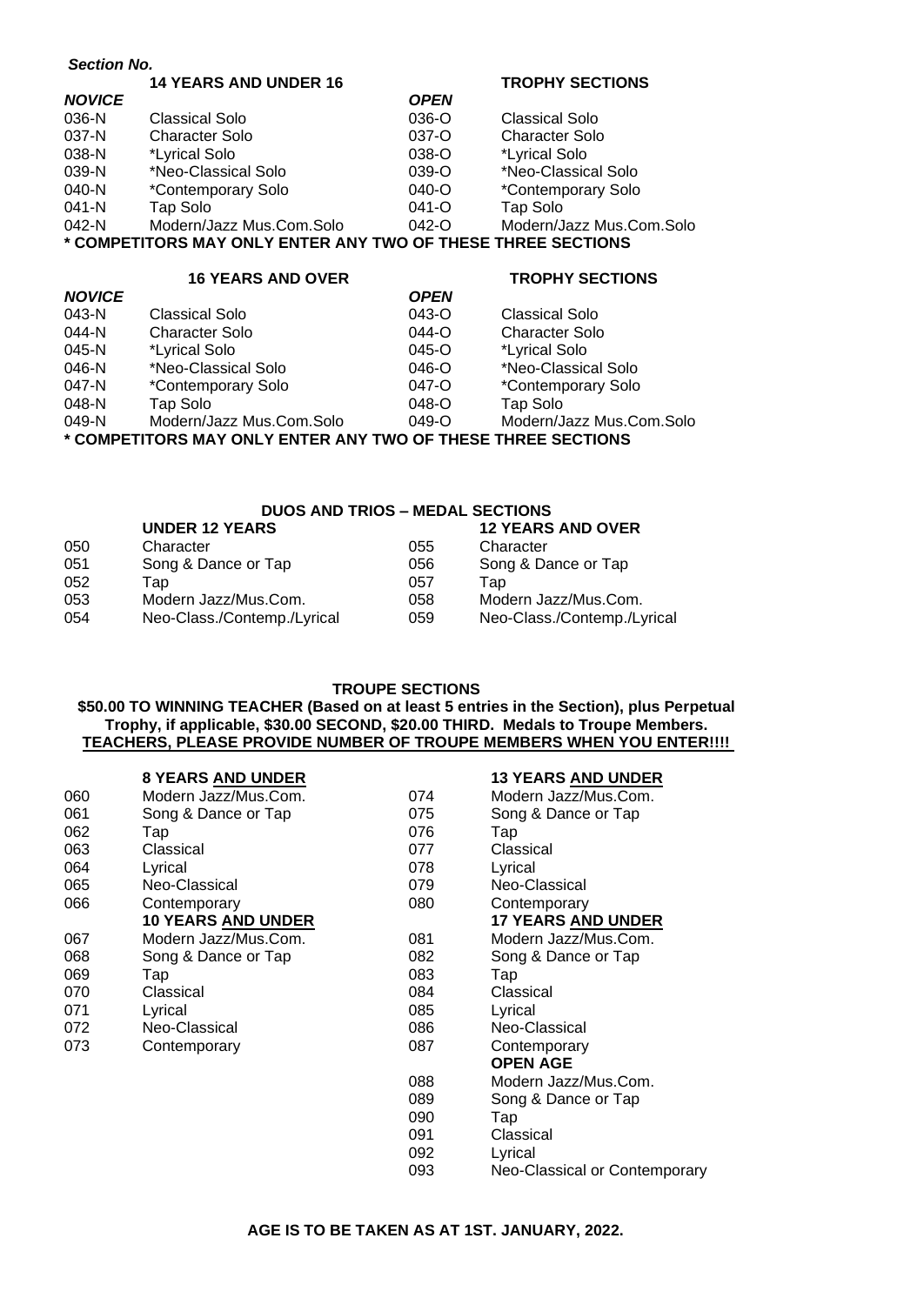***Section No.***

**14 YEARS AND UNDER 16** — **TROPHY SECTIONS**

| ***NOVICE*** | | ***OPEN*** | |
|---|---|---|---|
| 036-N | Classical Solo | 036-O | Classical Solo |
| 037-N | Character Solo | 037-O | Character Solo |
| 038-N | *Lyrical Solo | 038-O | *Lyrical Solo |
| 039-N | *Neo-Classical Solo | 039-O | *Neo-Classical Solo |
| 040-N | *Contemporary Solo | 040-O | *Contemporary Solo |
| 041-N | Tap Solo | 041-O | Tap Solo |
| 042-N | Modern/Jazz Mus.Com.Solo | 042-O | Modern/Jazz Mus.Com.Solo |

**\* COMPETITORS MAY ONLY ENTER ANY TWO OF THESE THREE SECTIONS**

**16 YEARS AND OVER** — **TROPHY SECTIONS**

| ***NOVICE*** | | ***OPEN*** | |
|---|---|---|---|
| 043-N | Classical Solo | 043-O | Classical Solo |
| 044-N | Character Solo | 044-O | Character Solo |
| 045-N | *Lyrical Solo | 045-O | *Lyrical Solo |
| 046-N | *Neo-Classical Solo | 046-O | *Neo-Classical Solo |
| 047-N | *Contemporary Solo | 047-O | *Contemporary Solo |
| 048-N | Tap Solo | 048-O | Tap Solo |
| 049-N | Modern/Jazz Mus.Com.Solo | 049-O | Modern/Jazz Mus.Com.Solo |

**\* COMPETITORS MAY ONLY ENTER ANY TWO OF THESE THREE SECTIONS**

## DUOS AND TRIOS – MEDAL SECTIONS

| | **UNDER 12 YEARS** | | **12 YEARS AND OVER** |
|---|---|---|---|
| 050 | Character | 055 | Character |
| 051 | Song & Dance or Tap | 056 | Song & Dance or Tap |
| 052 | Tap | 057 | Tap |
| 053 | Modern Jazz/Mus.Com. | 058 | Modern Jazz/Mus.Com. |
| 054 | Neo-Class./Contemp./Lyrical | 059 | Neo-Class./Contemp./Lyrical |

## TROUPE SECTIONS

**$50.00 TO WINNING TEACHER (Based on at least 5 entries in the Section), plus Perpetual Trophy, if applicable, $30.00 SECOND, $20.00 THIRD. Medals to Troupe Members.**
**TEACHERS, PLEASE PROVIDE NUMBER OF TROUPE MEMBERS WHEN YOU ENTER!!!!**

| | **8 YEARS AND UNDER** | | **13 YEARS AND UNDER** |
|---|---|---|---|
| 060 | Modern Jazz/Mus.Com. | 074 | Modern Jazz/Mus.Com. |
| 061 | Song & Dance or Tap | 075 | Song & Dance or Tap |
| 062 | Tap | 076 | Tap |
| 063 | Classical | 077 | Classical |
| 064 | Lyrical | 078 | Lyrical |
| 065 | Neo-Classical | 079 | Neo-Classical |
| 066 | Contemporary | 080 | Contemporary |
| | **10 YEARS AND UNDER** | | **17 YEARS AND UNDER** |
| 067 | Modern Jazz/Mus.Com. | 081 | Modern Jazz/Mus.Com. |
| 068 | Song & Dance or Tap | 082 | Song & Dance or Tap |
| 069 | Tap | 083 | Tap |
| 070 | Classical | 084 | Classical |
| 071 | Lyrical | 085 | Lyrical |
| 072 | Neo-Classical | 086 | Neo-Classical |
| 073 | Contemporary | 087 | Contemporary |
| | | | **OPEN AGE** |
| | | 088 | Modern Jazz/Mus.Com. |
| | | 089 | Song & Dance or Tap |
| | | 090 | Tap |
| | | 091 | Classical |
| | | 092 | Lyrical |
| | | 093 | Neo-Classical or Contemporary |

**AGE IS TO BE TAKEN AS AT 1ST. JANUARY, 2022.**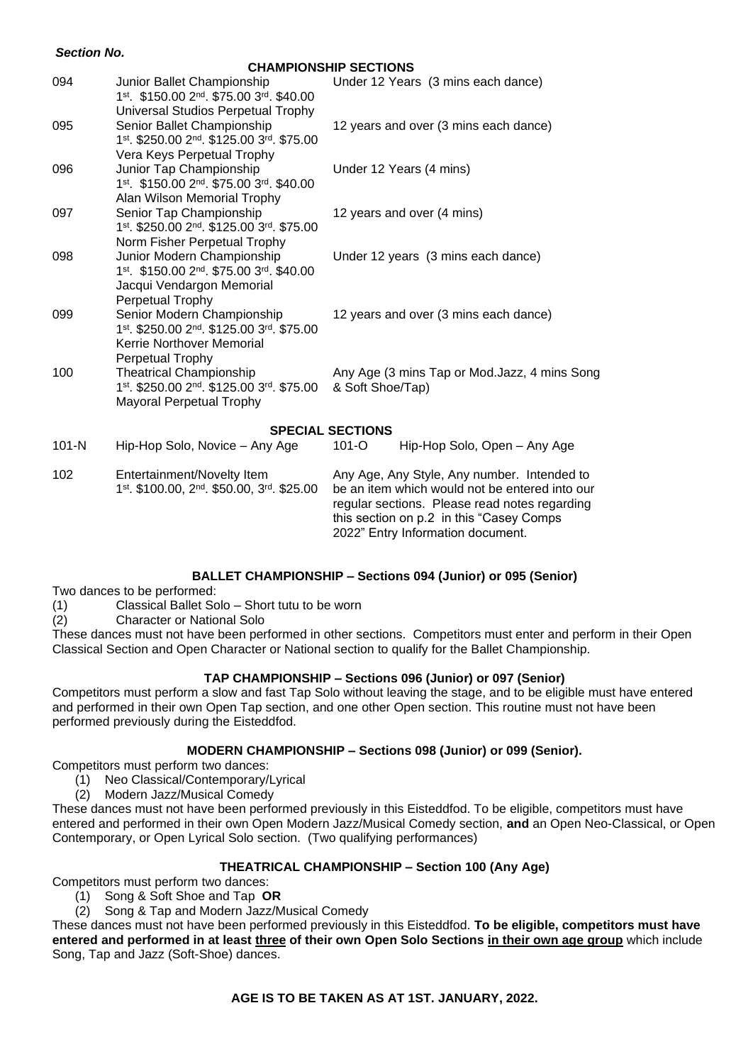*Section No.*

## CHAMPIONSHIP SECTIONS

| Section No. | Section | Details |
|---|---|---|
| 094 | Junior Ballet Championship<br>1st. \$150.00 2nd. \$75.00 3rd. \$40.00<br>Universal Studios Perpetual Trophy | Under 12 Years (3 mins each dance) |
| 095 | Senior Ballet Championship<br>1st. \$250.00 2nd. \$125.00 3rd. \$75.00<br>Vera Keys Perpetual Trophy | 12 years and over (3 mins each dance) |
| 096 | Junior Tap Championship<br>1st. \$150.00 2nd. \$75.00 3rd. \$40.00<br>Alan Wilson Memorial Trophy | Under 12 Years (4 mins) |
| 097 | Senior Tap Championship<br>1st. \$250.00 2nd. \$125.00 3rd. \$75.00<br>Norm Fisher Perpetual Trophy | 12 years and over (4 mins) |
| 098 | Junior Modern Championship<br>1st. \$150.00 2nd. \$75.00 3rd. \$40.00<br>Jacqui Vendargon Memorial Perpetual Trophy | Under 12 years (3 mins each dance) |
| 099 | Senior Modern Championship<br>1st. \$250.00 2nd. \$125.00 3rd. \$75.00<br>Kerrie Northover Memorial Perpetual Trophy | 12 years and over (3 mins each dance) |
| 100 | Theatrical Championship<br>1st. \$250.00 2nd. \$125.00 3rd. \$75.00<br>Mayoral Perpetual Trophy | Any Age (3 mins Tap or Mod.Jazz, 4 mins Song & Soft Shoe/Tap) |

## SPECIAL SECTIONS

| Section No. | Section | Details |
|---|---|---|
| 101-N | Hip-Hop Solo, Novice – Any Age | 101-O Hip-Hop Solo, Open – Any Age |
| 102 | Entertainment/Novelty Item<br>1st. \$100.00, 2nd. \$50.00, 3rd. \$25.00 | Any Age, Any Style, Any number. Intended to be an item which would not be entered into our regular sections. Please read notes regarding this section on p.2 in this "Casey Comps 2022" Entry Information document. |

### BALLET CHAMPIONSHIP – Sections 094 (Junior) or 095 (Senior)

Two dances to be performed:

(1) Classical Ballet Solo – Short tutu to be worn
(2) Character or National Solo

These dances must not have been performed in other sections. Competitors must enter and perform in their Open Classical Section and Open Character or National section to qualify for the Ballet Championship.

### TAP CHAMPIONSHIP – Sections 096 (Junior) or 097 (Senior)

Competitors must perform a slow and fast Tap Solo without leaving the stage, and to be eligible must have entered and performed in their own Open Tap section, and one other Open section. This routine must not have been performed previously during the Eisteddfod.

### MODERN CHAMPIONSHIP – Sections 098 (Junior) or 099 (Senior).

Competitors must perform two dances:

(1) Neo Classical/Contemporary/Lyrical
(2) Modern Jazz/Musical Comedy

These dances must not have been performed previously in this Eisteddfod. To be eligible, competitors must have entered and performed in their own Open Modern Jazz/Musical Comedy section, **and** an Open Neo-Classical, or Open Contemporary, or Open Lyrical Solo section. (Two qualifying performances)

### THEATRICAL CHAMPIONSHIP – Section 100 (Any Age)

Competitors must perform two dances:

(1) Song & Soft Shoe and Tap **OR**
(2) Song & Tap and Modern Jazz/Musical Comedy

These dances must not have been performed previously in this Eisteddfod. **To be eligible, competitors must have entered and performed in at least <u>three</u> of their own Open Solo Sections <u>in their own age group</u>** which include Song, Tap and Jazz (Soft-Shoe) dances.

**AGE IS TO BE TAKEN AS AT 1ST. JANUARY, 2022.**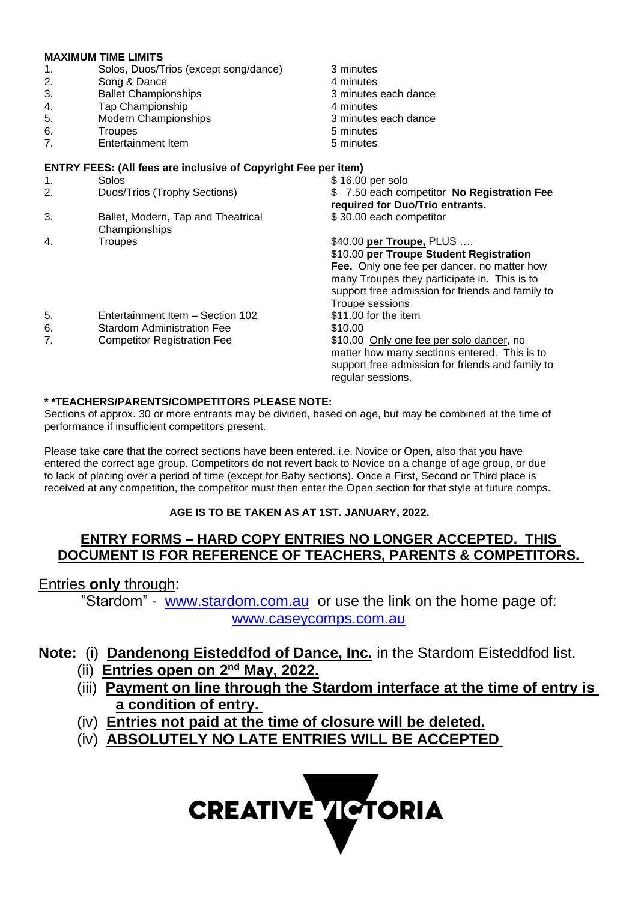**MAXIMUM TIME LIMITS**

| | | |
|---|---|---|
| 1. | Solos, Duos/Trios (except song/dance) | 3 minutes |
| 2. | Song & Dance | 4 minutes |
| 3. | Ballet Championships | 3 minutes each dance |
| 4. | Tap Championship | 4 minutes |
| 5. | Modern Championships | 3 minutes each dance |
| 6. | Troupes | 5 minutes |
| 7. | Entertainment Item | 5 minutes |

**ENTRY FEES: (All fees are inclusive of Copyright Fee per item)**

| | | |
|---|---|---|
| 1. | Solos | $ 16.00 per solo |
| 2. | Duos/Trios (Trophy Sections) | $ 7.50 each competitor **No Registration Fee required for Duo/Trio entrants.** |
| 3. | Ballet, Modern, Tap and Theatrical Championships | $ 30.00 each competitor |
| 4. | Troupes | $40.00 **per Troupe,** PLUS …. $10.00 **per Troupe Student Registration Fee.** Only one fee per dancer, no matter how many Troupes they participate in. This is to support free admission for friends and family to Troupe sessions |
| 5. | Entertainment Item – Section 102 | $11.00 for the item |
| 6. | Stardom Administration Fee | $10.00 |
| 7. | Competitor Registration Fee | $10.00 Only one fee per solo dancer, no matter how many sections entered. This is to support free admission for friends and family to regular sessions. |

**\* \*TEACHERS/PARENTS/COMPETITORS PLEASE NOTE:**

Sections of approx. 30 or more entrants may be divided, based on age, but may be combined at the time of performance if insufficient competitors present.

Please take care that the correct sections have been entered. i.e. Novice or Open, also that you have entered the correct age group. Competitors do not revert back to Novice on a change of age group, or due to lack of placing over a period of time (except for Baby sections). Once a First, Second or Third place is received at any competition, the competitor must then enter the Open section for that style at future comps.

**AGE IS TO BE TAKEN AS AT 1ST. JANUARY, 2022.**

**ENTRY FORMS – HARD COPY ENTRIES NO LONGER ACCEPTED. THIS DOCUMENT IS FOR REFERENCE OF TEACHERS, PARENTS & COMPETITORS.**

Entries **only** through:

"Stardom" - www.stardom.com.au or use the link on the home page of: www.caseycomps.com.au

**Note:** (i) **Dandenong Eisteddfod of Dance, Inc.** in the Stardom Eisteddfod list.

(ii) **Entries open on 2nd May, 2022.**

(iii) **Payment on line through the Stardom interface at the time of entry is a condition of entry.**

(iv) **Entries not paid at the time of closure will be deleted.**

(iv) **ABSOLUTELY NO LATE ENTRIES WILL BE ACCEPTED**

CREATIVE VICTORIA